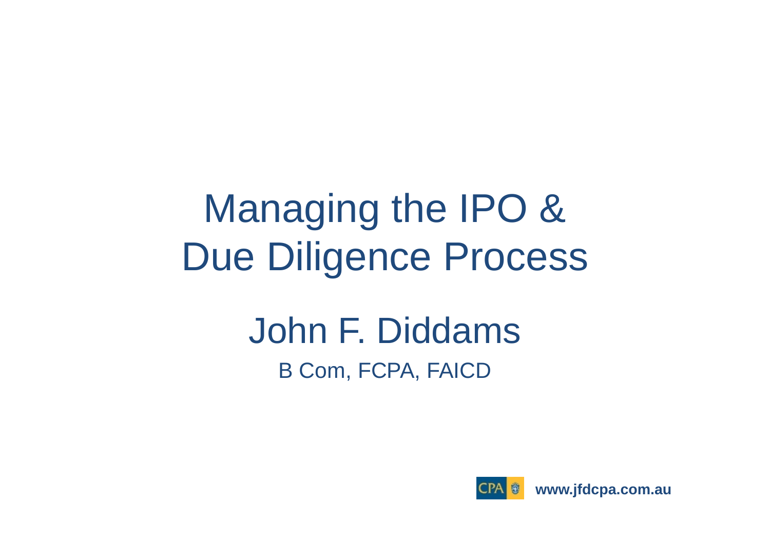# Managing the IPO & Due Diligence Process

## John F. Diddams

B Com, FCPA, FAICD

CPA www.jfdcpa.com.au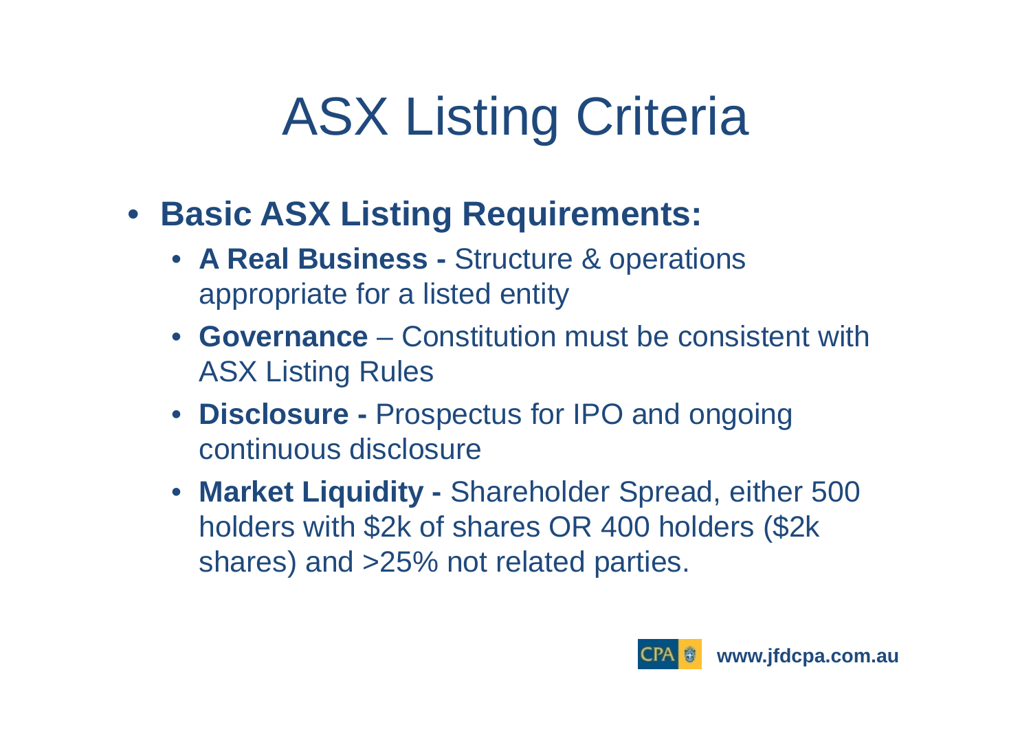# ASX Listing Criteria

- **Basic ASX Listing Requirements:**
  - **A Real Business -** Structure & operations appropriate for a listed entity
  - **Governance** – Constitution must be consistent with ASX Listing Rules
  - **Disclosure -** Prospectus for IPO and ongoing continuous disclosure
  - **Market Liquidity -** Shareholder Spread, either 500 holders with $2k of shares OR 400 holders ($2k shares) and >25% not related parties.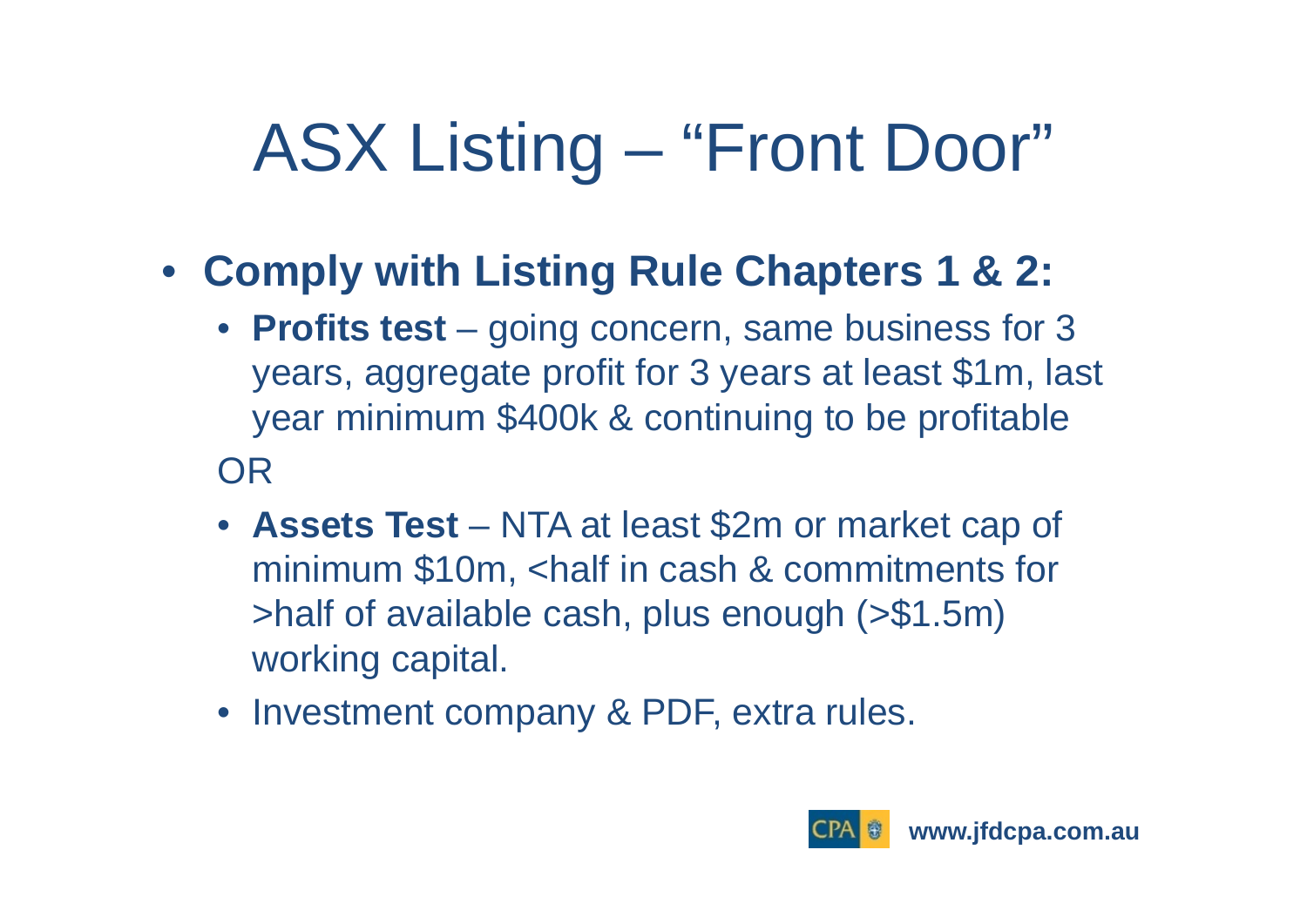# ASX Listing – "Front Door"

- **Comply with Listing Rule Chapters 1 & 2:**
  - **Profits test** – going concern, same business for 3 years, aggregate profit for 3 years at least $1m, last year minimum $400k & continuing to be profitable

  OR

  - **Assets Test** – NTA at least $2m or market cap of minimum $10m, <half in cash & commitments for >half of available cash, plus enough (>$1.5m) working capital.
  - Investment company & PDF, extra rules.

www.jfdcpa.com.au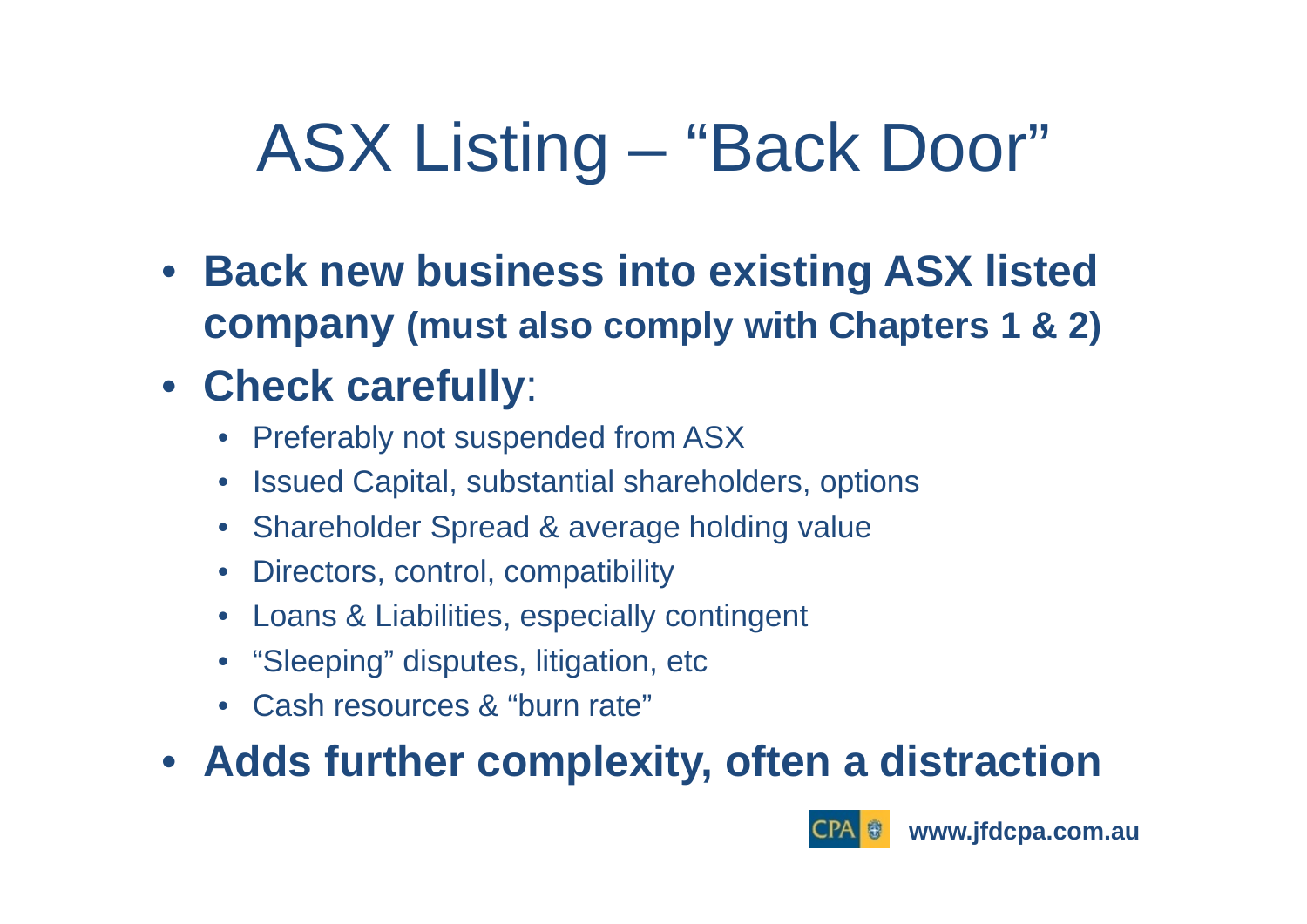# ASX Listing – "Back Door"

- **Back new business into existing ASX listed company (must also comply with Chapters 1 & 2)**
- **Check carefully**:
  - Preferably not suspended from ASX
  - Issued Capital, substantial shareholders, options
  - Shareholder Spread & average holding value
  - Directors, control, compatibility
  - Loans & Liabilities, especially contingent
  - "Sleeping" disputes, litigation, etc
  - Cash resources & "burn rate"
- **Adds further complexity, often a distraction**

CPA **www.jfdcpa.com.au**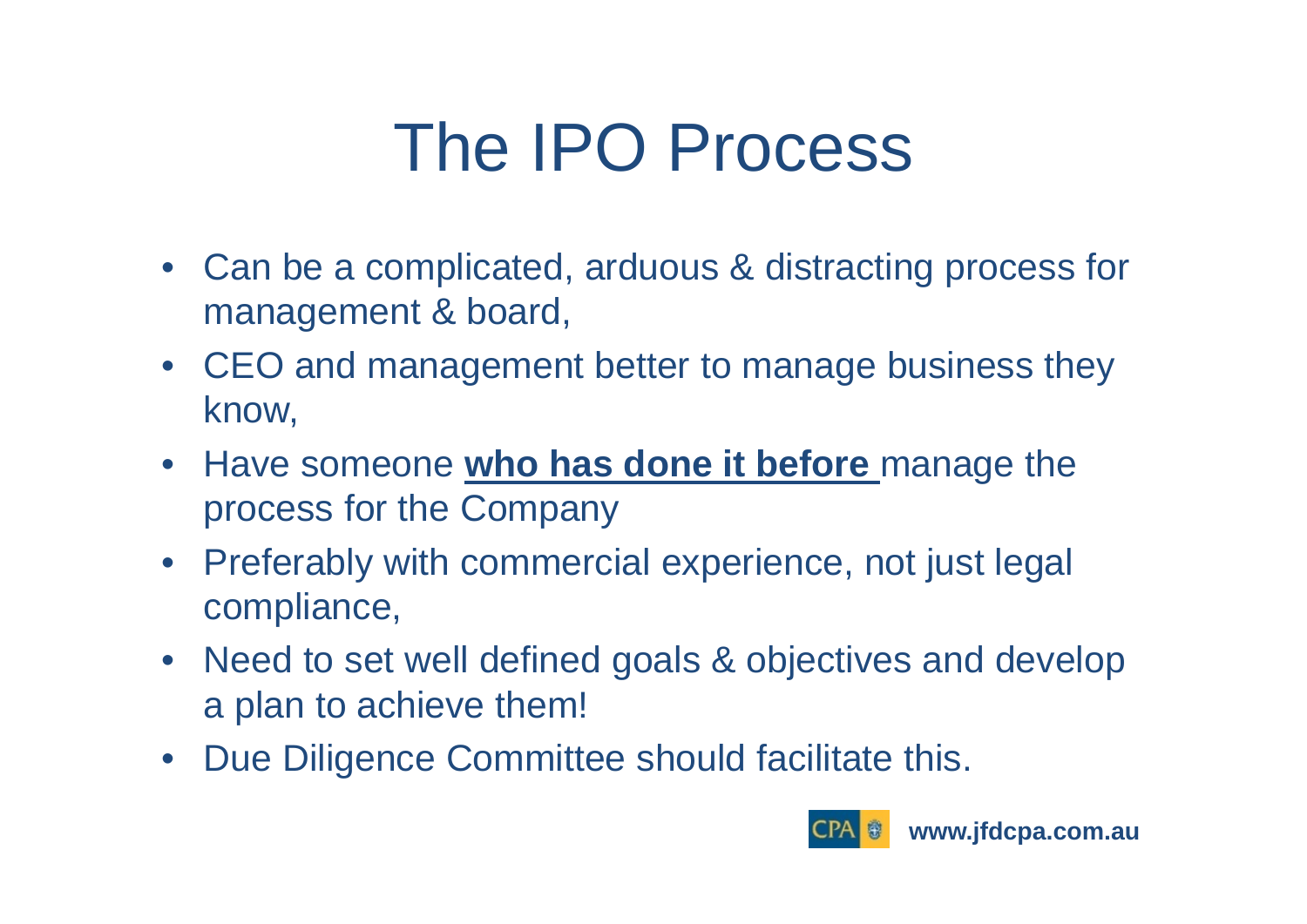# The IPO Process

- Can be a complicated, arduous & distracting process for management & board,
- CEO and management better to manage business they know,
- Have someone **who has done it before** manage the process for the Company
- Preferably with commercial experience, not just legal compliance,
- Need to set well defined goals & objectives and develop a plan to achieve them!
- Due Diligence Committee should facilitate this.

**www.jfdcpa.com.au**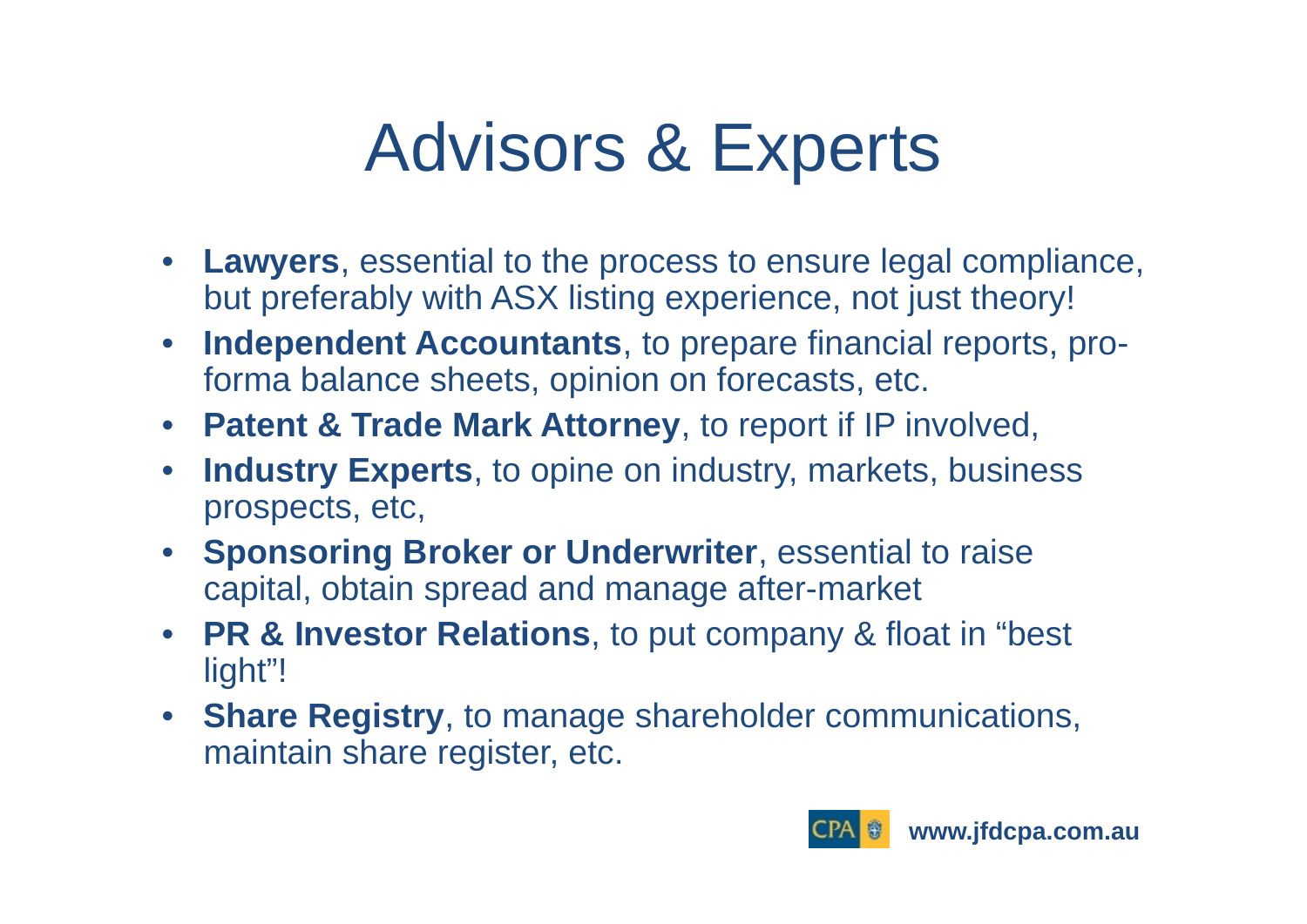# Advisors & Experts

- **Lawyers**, essential to the process to ensure legal compliance, but preferably with ASX listing experience, not just theory!
- **Independent Accountants**, to prepare financial reports, pro-forma balance sheets, opinion on forecasts, etc.
- **Patent & Trade Mark Attorney**, to report if IP involved,
- **Industry Experts**, to opine on industry, markets, business prospects, etc,
- **Sponsoring Broker or Underwriter**, essential to raise capital, obtain spread and manage after-market
- **PR & Investor Relations**, to put company & float in "best light"!
- **Share Registry**, to manage shareholder communications, maintain share register, etc.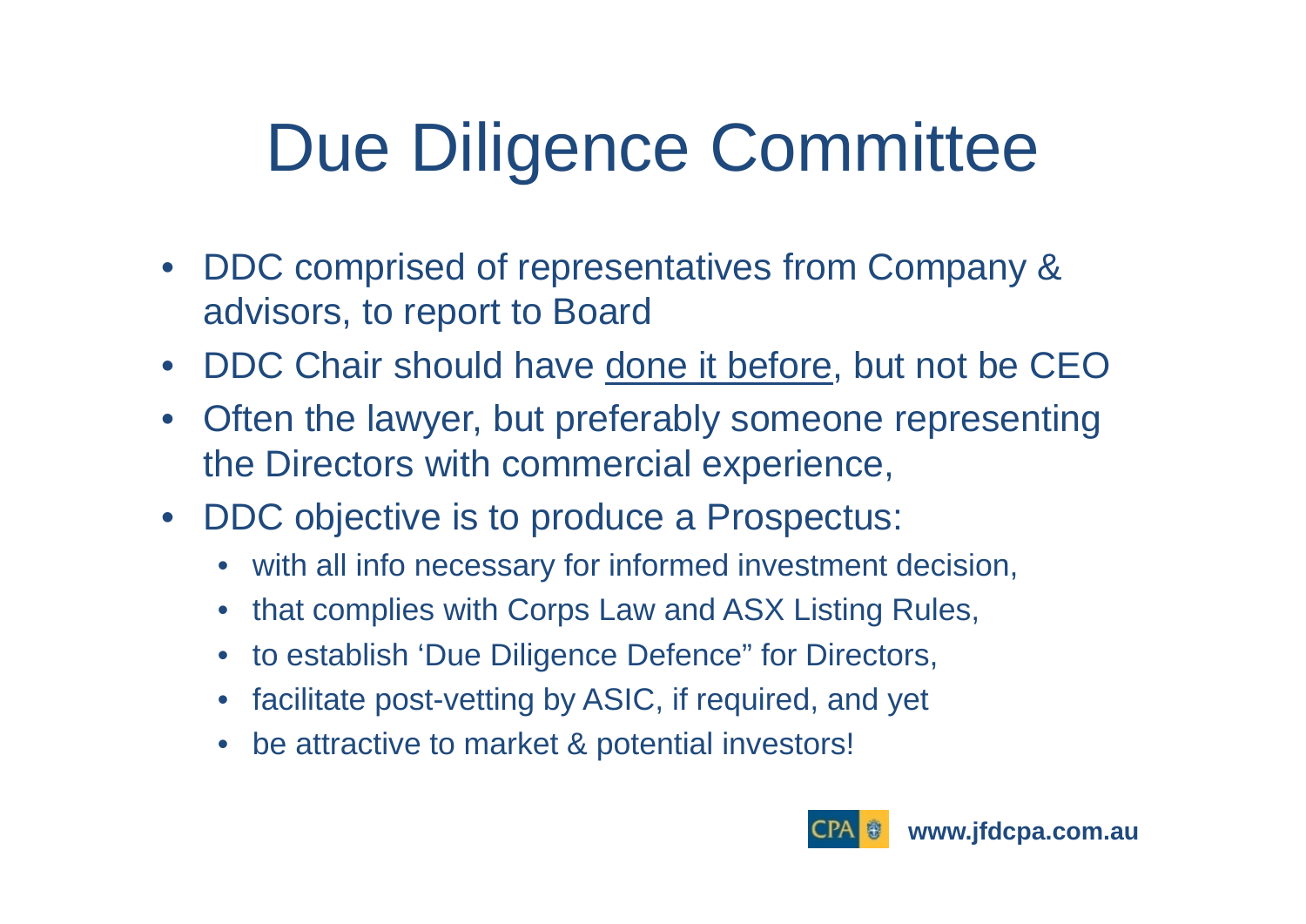# Due Diligence Committee

- DDC comprised of representatives from Company & advisors, to report to Board
- DDC Chair should have <u>done it before</u>, but not be CEO
- Often the lawyer, but preferably someone representing the Directors with commercial experience,
- DDC objective is to produce a Prospectus:
  - with all info necessary for informed investment decision,
  - that complies with Corps Law and ASX Listing Rules,
  - to establish 'Due Diligence Defence" for Directors,
  - facilitate post-vetting by ASIC, if required, and yet
  - be attractive to market & potential investors!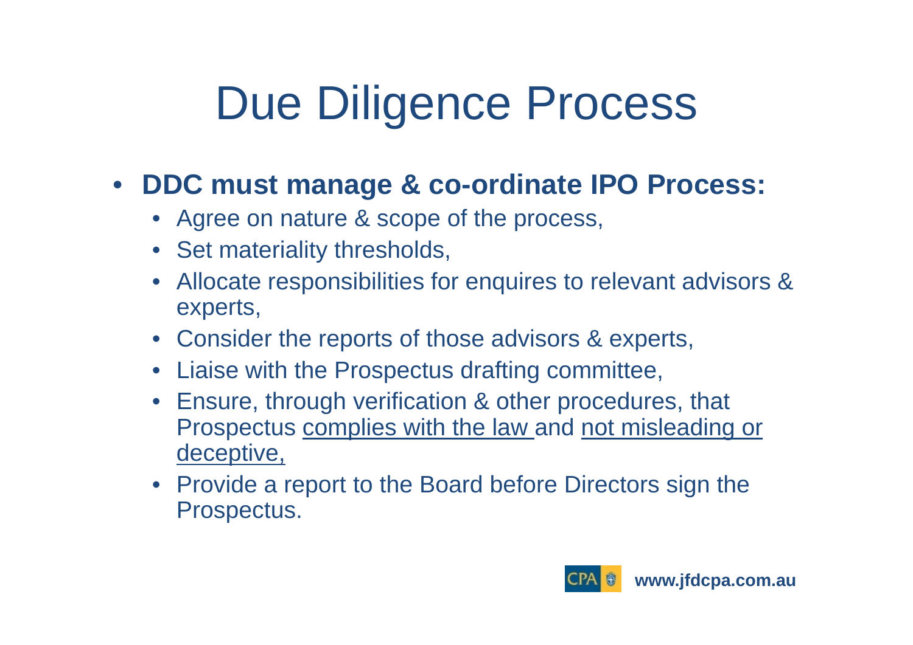# Due Diligence Process

- **DDC must manage & co-ordinate IPO Process:**
  - Agree on nature & scope of the process,
  - Set materiality thresholds,
  - Allocate responsibilities for enquires to relevant advisors & experts,
  - Consider the reports of those advisors & experts,
  - Liaise with the Prospectus drafting committee,
  - Ensure, through verification & other procedures, that Prospectus <u>complies with the law</u> and <u>not misleading or deceptive,</u>
  - Provide a report to the Board before Directors sign the Prospectus.

www.jfdcpa.com.au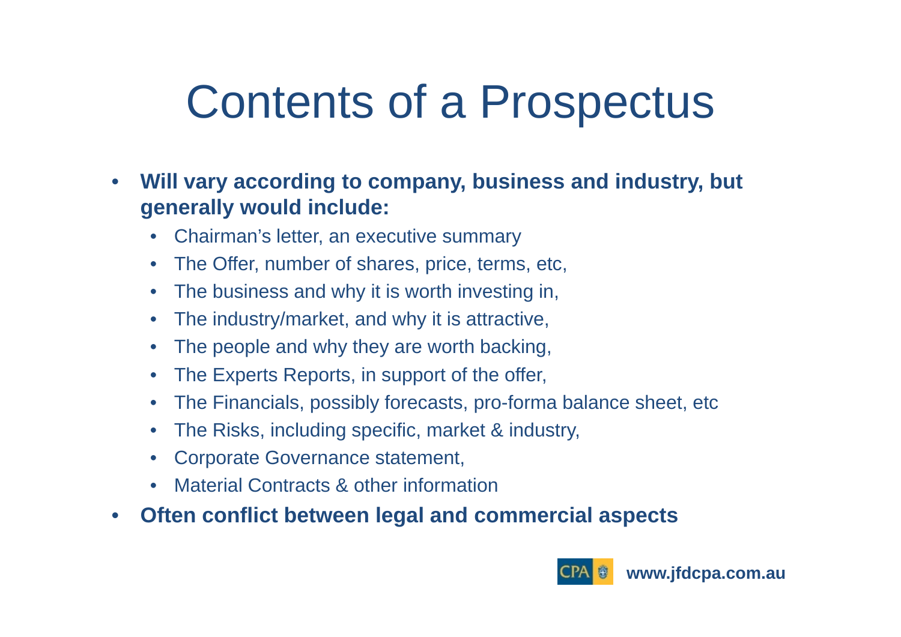# Contents of a Prospectus

- **Will vary according to company, business and industry, but generally would include:**
  - Chairman's letter, an executive summary
  - The Offer, number of shares, price, terms, etc,
  - The business and why it is worth investing in,
  - The industry/market, and why it is attractive,
  - The people and why they are worth backing,
  - The Experts Reports, in support of the offer,
  - The Financials, possibly forecasts, pro-forma balance sheet, etc
  - The Risks, including specific, market & industry,
  - Corporate Governance statement,
  - Material Contracts & other information
- **Often conflict between legal and commercial aspects**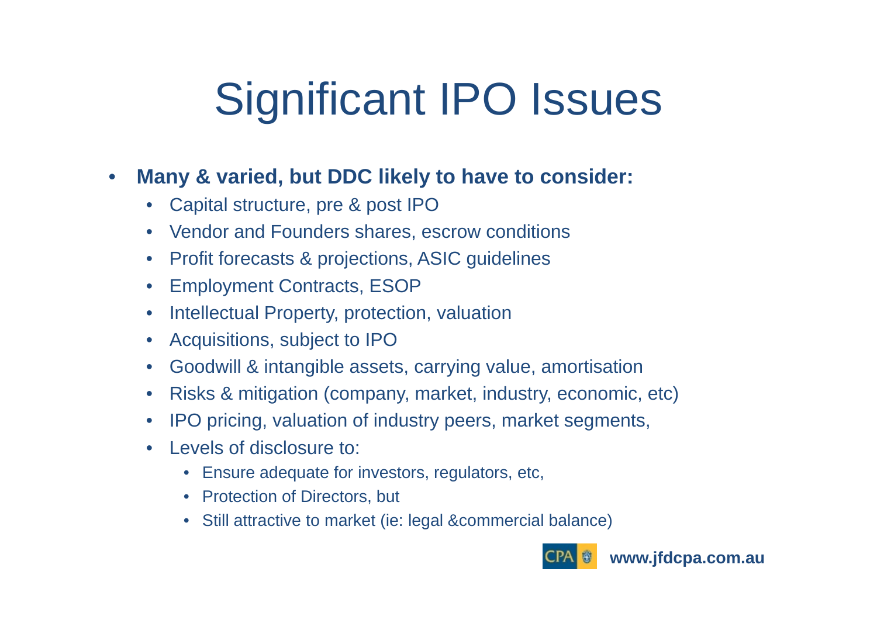# Significant IPO Issues

- **Many & varied, but DDC likely to have to consider:**
  - Capital structure, pre & post IPO
  - Vendor and Founders shares, escrow conditions
  - Profit forecasts & projections, ASIC guidelines
  - Employment Contracts, ESOP
  - Intellectual Property, protection, valuation
  - Acquisitions, subject to IPO
  - Goodwill & intangible assets, carrying value, amortisation
  - Risks & mitigation (company, market, industry, economic, etc)
  - IPO pricing, valuation of industry peers, market segments,
  - Levels of disclosure to:
    - Ensure adequate for investors, regulators, etc,
    - Protection of Directors, but
    - Still attractive to market (ie: legal &commercial balance)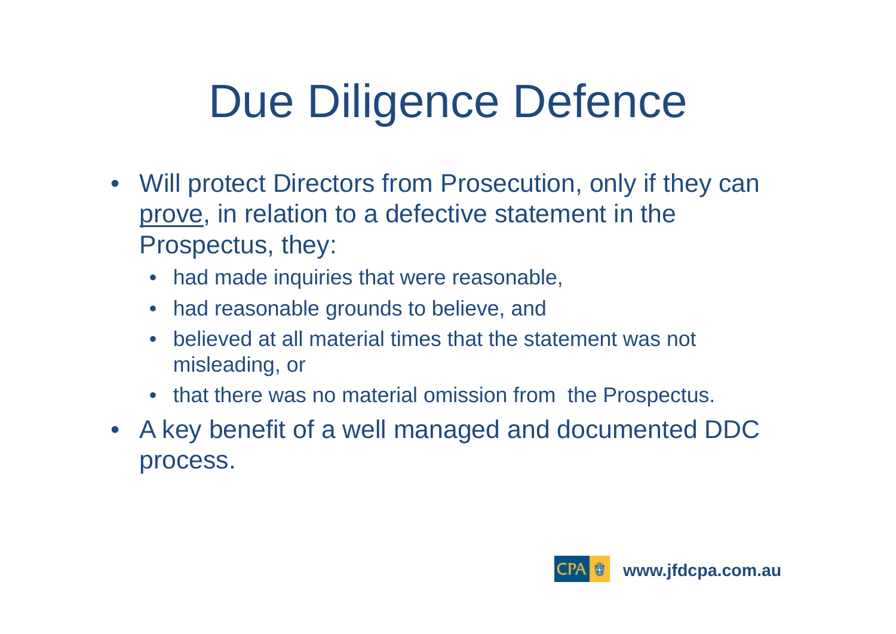# Due Diligence Defence

- Will protect Directors from Prosecution, only if they can <u>prove</u>, in relation to a defective statement in the Prospectus, they:
  - had made inquiries that were reasonable,
  - had reasonable grounds to believe, and
  - believed at all material times that the statement was not misleading, or
  - that there was no material omission from the Prospectus.
- A key benefit of a well managed and documented DDC process.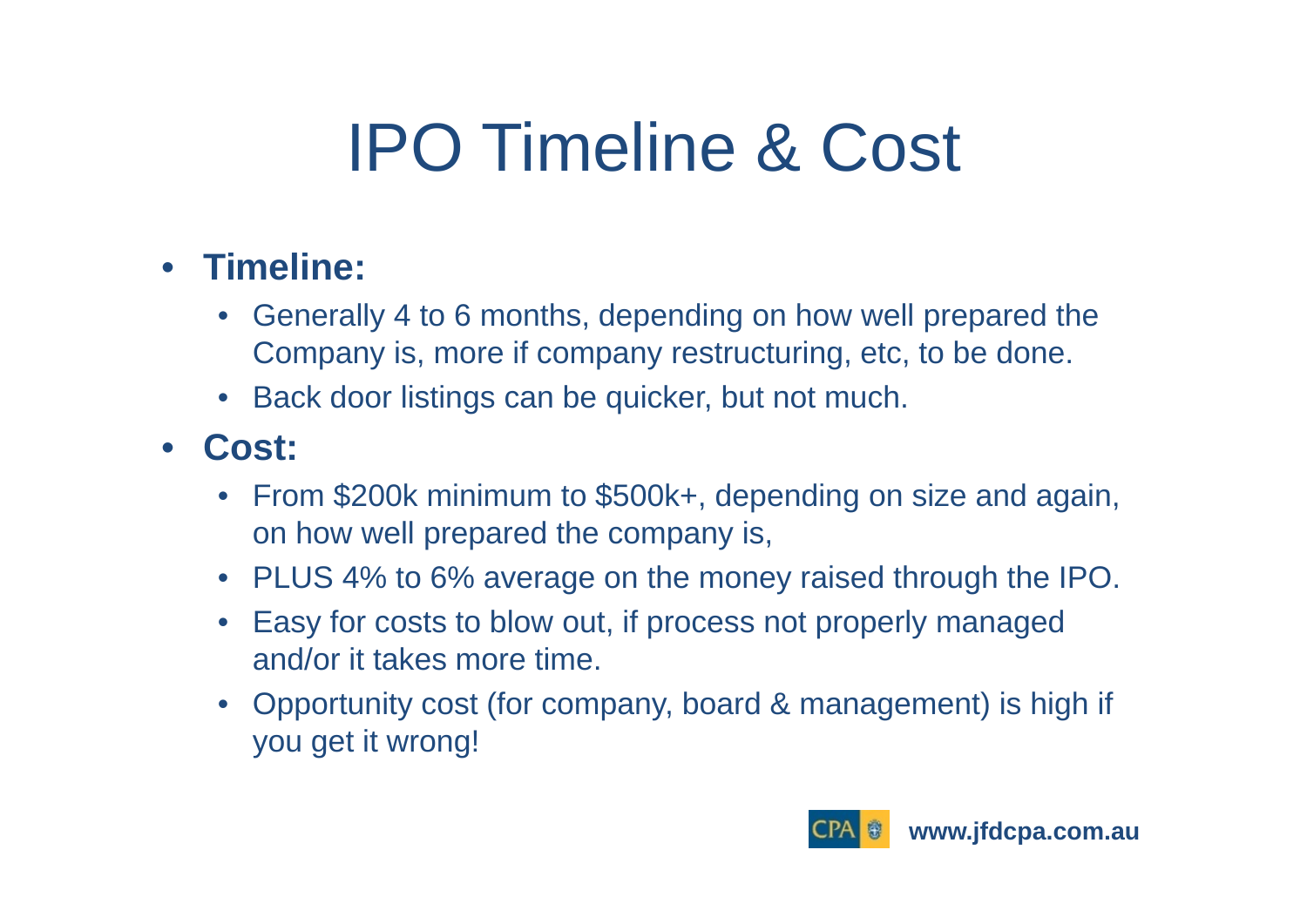# IPO Timeline & Cost

- **Timeline:**
  - Generally 4 to 6 months, depending on how well prepared the Company is, more if company restructuring, etc, to be done.
  - Back door listings can be quicker, but not much.
- **Cost:**
  - From $200k minimum to $500k+, depending on size and again, on how well prepared the company is,
  - PLUS 4% to 6% average on the money raised through the IPO.
  - Easy for costs to blow out, if process not properly managed and/or it takes more time.
  - Opportunity cost (for company, board & management) is high if you get it wrong!

www.jfdcpa.com.au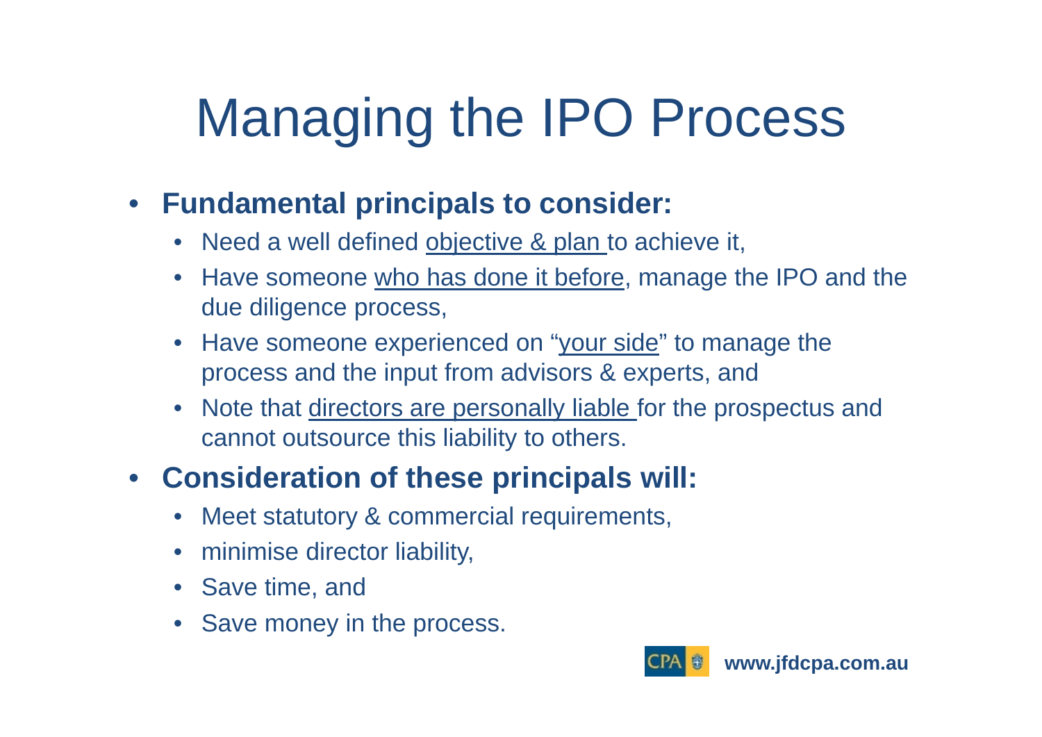# Managing the IPO Process

- **Fundamental principals to consider:**
  - Need a well defined objective & plan to achieve it,
  - Have someone who has done it before, manage the IPO and the due diligence process,
  - Have someone experienced on "your side" to manage the process and the input from advisors & experts, and
  - Note that directors are personally liable for the prospectus and cannot outsource this liability to others.
- **Consideration of these principals will:**
  - Meet statutory & commercial requirements,
  - minimise director liability,
  - Save time, and
  - Save money in the process.

www.jfdcpa.com.au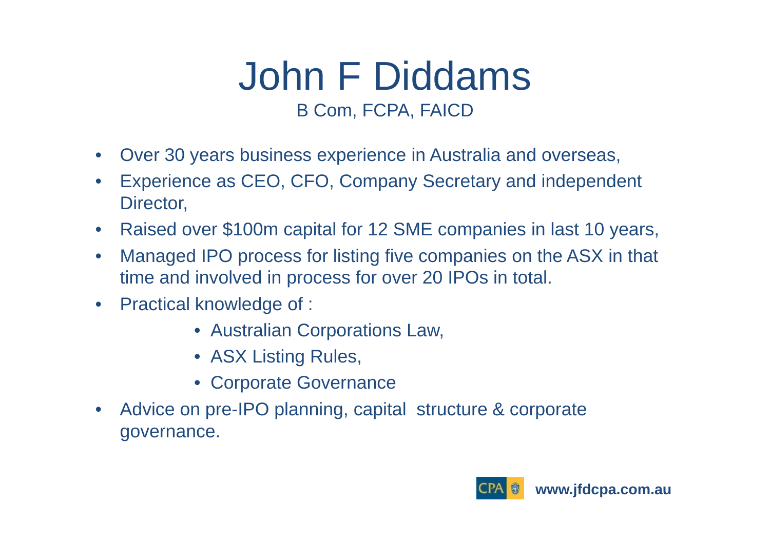# John F Diddams

B Com, FCPA, FAICD

- Over 30 years business experience in Australia and overseas,
- Experience as CEO, CFO, Company Secretary and independent Director,
- Raised over $100m capital for 12 SME companies in last 10 years,
- Managed IPO process for listing five companies on the ASX in that time and involved in process for over 20 IPOs in total.
- Practical knowledge of :
  - Australian Corporations Law,
  - ASX Listing Rules,
  - Corporate Governance
- Advice on pre-IPO planning, capital structure & corporate governance.

CPA **www.jfdcpa.com.au**